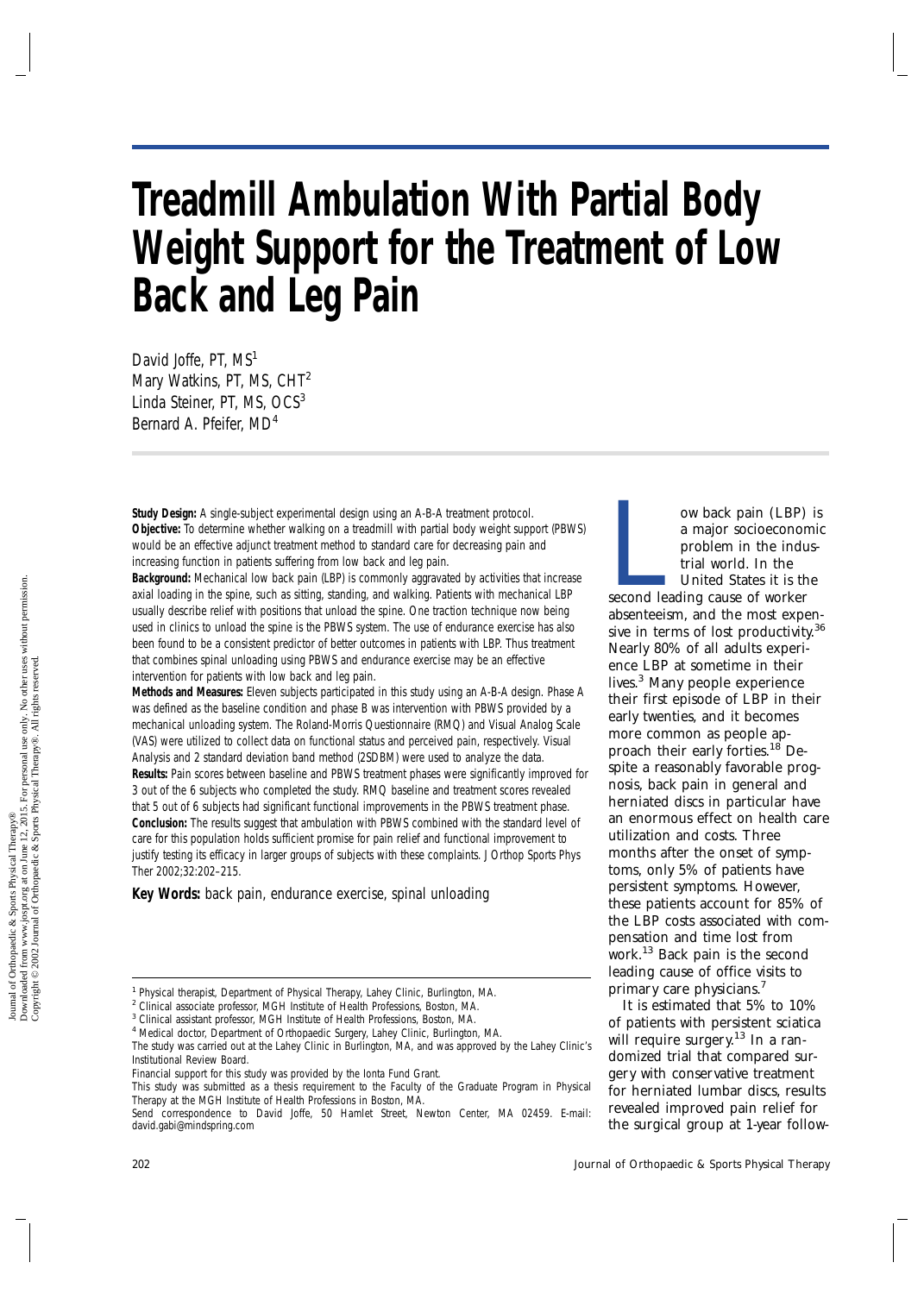# Treadmill Ambulation With Partial Body Weight Support for the Treatment of Low Back and Leg Pain

David Joffe, PT, MS[1]
Mary Watkins, PT, MS, CHT[2]
Linda Steiner, PT, MS, OCS[3]
Bernard A. Pfeifer, MD[4]

**Study Design:** A single-subject experimental design using an A-B-A treatment protocol.

**Objective:** To determine whether walking on a treadmill with partial body weight support (PBWS) would be an effective adjunct treatment method to standard care for decreasing pain and increasing function in patients suffering from low back and leg pain.

**Background:** Mechanical low back pain (LBP) is commonly aggravated by activities that increase axial loading in the spine, such as sitting, standing, and walking. Patients with mechanical LBP usually describe relief with positions that unload the spine. One traction technique now being used in clinics to unload the spine is the PBWS system. The use of endurance exercise has also been found to be a consistent predictor of better outcomes in patients with LBP. Thus treatment that combines spinal unloading using PBWS and endurance exercise may be an effective intervention for patients with low back and leg pain.

**Methods and Measures:** Eleven subjects participated in this study using an A-B-A design. Phase A was defined as the baseline condition and phase B was intervention with PBWS provided by a mechanical unloading system. The Roland-Morris Questionnaire (RMQ) and Visual Analog Scale (VAS) were utilized to collect data on functional status and perceived pain, respectively. Visual Analysis and 2 standard deviation band method (2SDBM) were used to analyze the data.

**Results:** Pain scores between baseline and PBWS treatment phases were significantly improved for 3 out of the 6 subjects who completed the study. RMQ baseline and treatment scores revealed that 5 out of 6 subjects had significant functional improvements in the PBWS treatment phase.

**Conclusion:** The results suggest that ambulation with PBWS combined with the standard level of care for this population holds sufficient promise for pain relief and functional improvement to justify testing its efficacy in larger groups of subjects with these complaints. J Orthop Sports Phys Ther 2002;32:202–215.

**Key Words:** back pain, endurance exercise, spinal unloading

Low back pain (LBP) is a major socioeconomic problem in the industrial world. In the United States it is the second leading cause of worker absenteeism, and the most expensive in terms of lost productivity.[36] Nearly 80% of all adults experience LBP at sometime in their lives.[3] Many people experience their first episode of LBP in their early twenties, and it becomes more common as people approach their early forties.[18] Despite a reasonably favorable prognosis, back pain in general and herniated discs in particular have an enormous effect on health care utilization and costs. Three months after the onset of symptoms, only 5% of patients have persistent symptoms. However, these patients account for 85% of the LBP costs associated with compensation and time lost from work.[13] Back pain is the second leading cause of office visits to primary care physicians.[7]

It is estimated that 5% to 10% of patients with persistent sciatica will require surgery.[13] In a randomized trial that compared surgery with conservative treatment for herniated lumbar discs, results revealed improved pain relief for the surgical group at 1-year follow-

[1] Physical therapist, Department of Physical Therapy, Lahey Clinic, Burlington, MA.
[2] Clinical associate professor, MGH Institute of Health Professions, Boston, MA.
[3] Clinical assistant professor, MGH Institute of Health Professions, Boston, MA.
[4] Medical doctor, Department of Orthopaedic Surgery, Lahey Clinic, Burlington, MA.
The study was carried out at the Lahey Clinic in Burlington, MA, and was approved by the Lahey Clinic's Institutional Review Board.
Financial support for this study was provided by the Ionta Fund Grant.
This study was submitted as a thesis requirement to the Faculty of the Graduate Program in Physical Therapy at the MGH Institute of Health Professions in Boston, MA.
Send correspondence to David Joffe, 50 Hamlet Street, Newton Center, MA 02459. E-mail: david.gabi@mindspring.com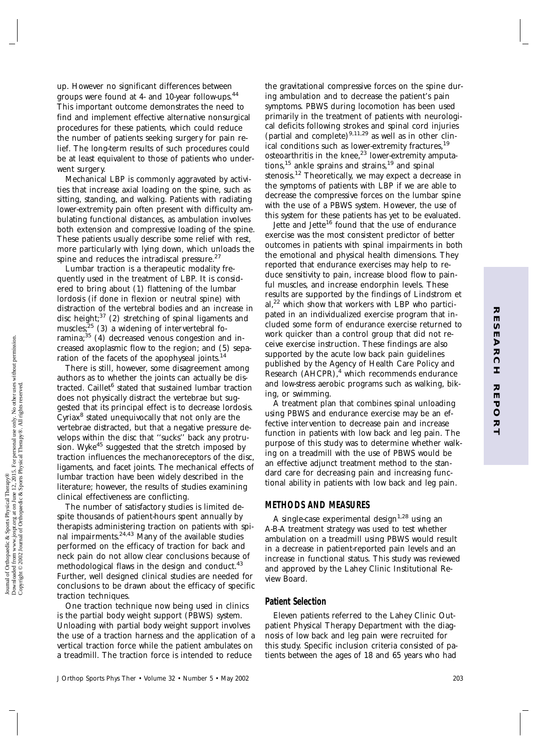up. However no significant differences between groups were found at 4- and 10-year follow-ups.[44] This important outcome demonstrates the need to find and implement effective alternative nonsurgical procedures for these patients, which could reduce the number of patients seeking surgery for pain relief. The long-term results of such procedures could be at least equivalent to those of patients who underwent surgery.

Mechanical LBP is commonly aggravated by activities that increase axial loading on the spine, such as sitting, standing, and walking. Patients with radiating lower-extremity pain often present with difficulty ambulating functional distances, as ambulation involves both extension and compressive loading of the spine. These patients usually describe some relief with rest, more particularly with lying down, which unloads the spine and reduces the intradiscal pressure.[27]

Lumbar traction is a therapeutic modality frequently used in the treatment of LBP. It is considered to bring about (1) flattening of the lumbar lordosis (if done in flexion or neutral spine) with distraction of the vertebral bodies and an increase in disc height;[37] (2) stretching of spinal ligaments and muscles;[25] (3) a widening of intervertebral foramina;[35] (4) decreased venous congestion and increased axoplasmic flow to the region; and (5) separation of the facets of the apophyseal joints.[14]

There is still, however, some disagreement among authors as to whether the joints can actually be distracted. Caillet[6] stated that sustained lumbar traction does not physically distract the vertebrae but suggested that its principal effect is to decrease lordosis. Cyriax[8] stated unequivocally that not only are the vertebrae distracted, but that a negative pressure develops within the disc that ''sucks'' back any protrusion. Wyke[45] suggested that the stretch imposed by traction influences the mechanoreceptors of the disc, ligaments, and facet joints. The mechanical effects of lumbar traction have been widely described in the literature; however, the results of studies examining clinical effectiveness are conflicting.

The number of satisfactory studies is limited despite thousands of patient-hours spent annually by therapists administering traction on patients with spinal impairments.[24,43] Many of the available studies performed on the efficacy of traction for back and neck pain do not allow clear conclusions because of methodological flaws in the design and conduct.[43] Further, well designed clinical studies are needed for conclusions to be drawn about the efficacy of specific traction techniques.

One traction technique now being used in clinics is the partial body weight support (PBWS) system. Unloading with partial body weight support involves the use of a traction harness and the application of a vertical traction force while the patient ambulates on a treadmill. The traction force is intended to reduce the gravitational compressive forces on the spine during ambulation and to decrease the patient's pain symptoms. PBWS during locomotion has been used primarily in the treatment of patients with neurological deficits following strokes and spinal cord injuries (partial and complete)[9,11,29] as well as in other clinical conditions such as lower-extremity fractures,[19] osteoarthritis in the knee,[23] lower-extremity amputations,[15] ankle sprains and strains,[19] and spinal stenosis.[12] Theoretically, we may expect a decrease in the symptoms of patients with LBP if we are able to decrease the compressive forces on the lumbar spine with the use of a PBWS system. However, the use of this system for these patients has yet to be evaluated.

Jette and Jette[16] found that the use of endurance exercise was the most consistent predictor of better outcomes in patients with spinal impairments in both the emotional and physical health dimensions. They reported that endurance exercises may help to reduce sensitivity to pain, increase blood flow to painful muscles, and increase endorphin levels. These results are supported by the findings of Lindstrom et al,[22] which show that workers with LBP who participated in an individualized exercise program that included some form of endurance exercise returned to work quicker than a control group that did not receive exercise instruction. These findings are also supported by the acute low back pain guidelines published by the Agency of Health Care Policy and Research (AHCPR),[4] which recommends endurance and low-stress aerobic programs such as walking, biking, or swimming.

A treatment plan that combines spinal unloading using PBWS and endurance exercise may be an effective intervention to decrease pain and increase function in patients with low back and leg pain. The purpose of this study was to determine whether walking on a treadmill with the use of PBWS would be an effective adjunct treatment method to the standard care for decreasing pain and increasing functional ability in patients with low back and leg pain.

## METHODS AND MEASURES

A single-case experimental design[1,28] using an A-B-A treatment strategy was used to test whether ambulation on a treadmill using PBWS would result in a decrease in patient-reported pain levels and an increase in functional status. This study was reviewed and approved by the Lahey Clinic Institutional Review Board.

### Patient Selection

Eleven patients referred to the Lahey Clinic Outpatient Physical Therapy Department with the diagnosis of low back and leg pain were recruited for this study. Specific inclusion criteria consisted of patients between the ages of 18 and 65 years who had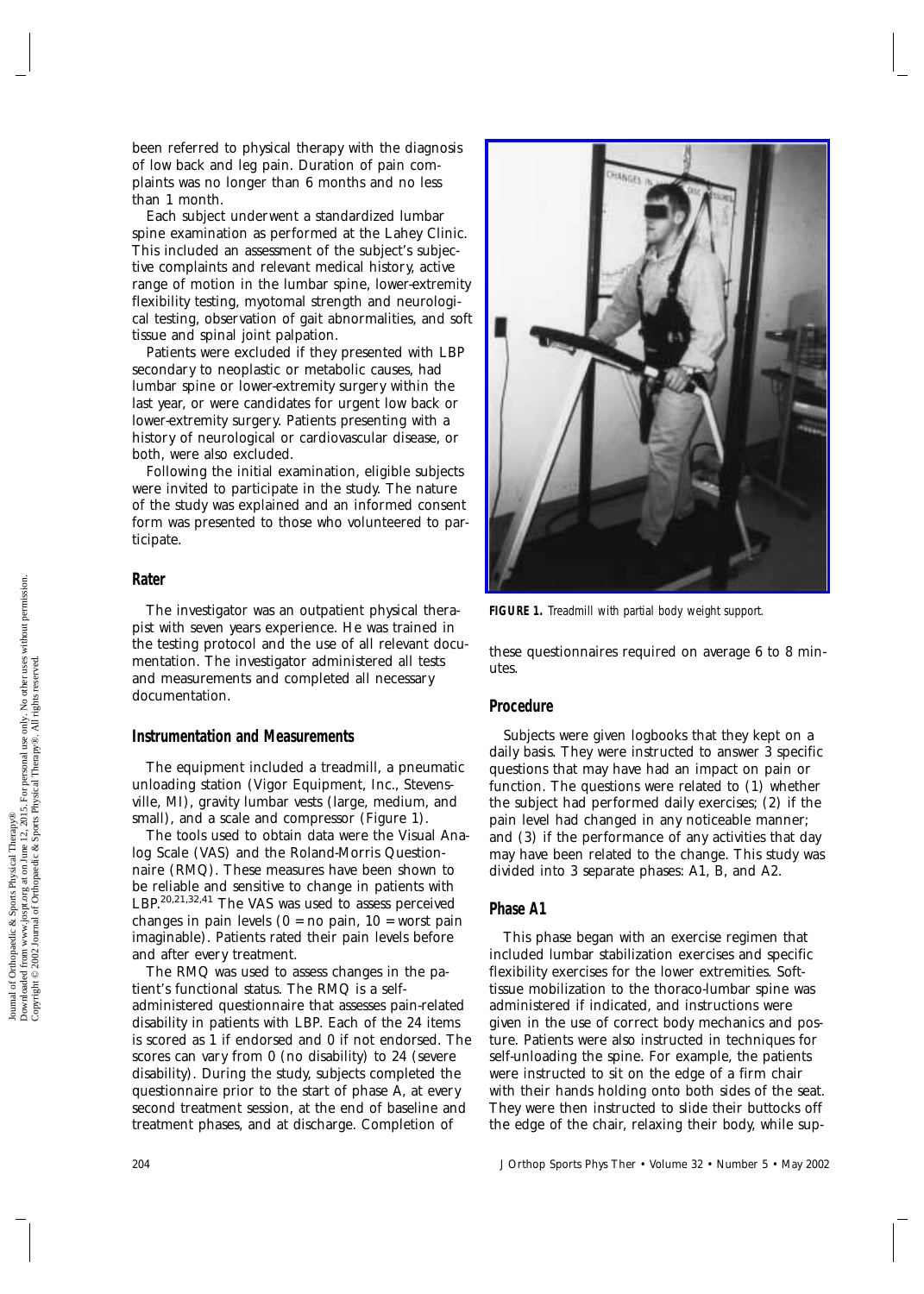been referred to physical therapy with the diagnosis of low back and leg pain. Duration of pain complaints was no longer than 6 months and no less than 1 month.

Each subject underwent a standardized lumbar spine examination as performed at the Lahey Clinic. This included an assessment of the subject's subjective complaints and relevant medical history, active range of motion in the lumbar spine, lower-extremity flexibility testing, myotomal strength and neurological testing, observation of gait abnormalities, and soft tissue and spinal joint palpation.

Patients were excluded if they presented with LBP secondary to neoplastic or metabolic causes, had lumbar spine or lower-extremity surgery within the last year, or were candidates for urgent low back or lower-extremity surgery. Patients presenting with a history of neurological or cardiovascular disease, or both, were also excluded.

Following the initial examination, eligible subjects were invited to participate in the study. The nature of the study was explained and an informed consent form was presented to those who volunteered to participate.

## Rater

The investigator was an outpatient physical therapist with seven years experience. He was trained in the testing protocol and the use of all relevant documentation. The investigator administered all tests and measurements and completed all necessary documentation.

## Instrumentation and Measurements

The equipment included a treadmill, a pneumatic unloading station (Vigor Equipment, Inc., Stevensville, MI), gravity lumbar vests (large, medium, and small), and a scale and compressor (Figure 1).

The tools used to obtain data were the Visual Analog Scale (VAS) and the Roland-Morris Questionnaire (RMQ). These measures have been shown to be reliable and sensitive to change in patients with LBP.[20,21,32,41] The VAS was used to assess perceived changes in pain levels (0 = no pain, 10 = worst pain imaginable). Patients rated their pain levels before and after every treatment.

The RMQ was used to assess changes in the patient's functional status. The RMQ is a self-administered questionnaire that assesses pain-related disability in patients with LBP. Each of the 24 items is scored as 1 if endorsed and 0 if not endorsed. The scores can vary from 0 (no disability) to 24 (severe disability). During the study, subjects completed the questionnaire prior to the start of phase A, at every second treatment session, at the end of baseline and treatment phases, and at discharge. Completion of these questionnaires required on average 6 to 8 minutes.

*FIGURE 1. Treadmill with partial body weight support.*

## Procedure

Subjects were given logbooks that they kept on a daily basis. They were instructed to answer 3 specific questions that may have had an impact on pain or function. The questions were related to (1) whether the subject had performed daily exercises; (2) if the pain level had changed in any noticeable manner; and (3) if the performance of any activities that day may have been related to the change. This study was divided into 3 separate phases: A1, B, and A2.

## Phase A1

This phase began with an exercise regimen that included lumbar stabilization exercises and specific flexibility exercises for the lower extremities. Soft-tissue mobilization to the thoraco-lumbar spine was administered if indicated, and instructions were given in the use of correct body mechanics and posture. Patients were also instructed in techniques for self-unloading the spine. For example, the patients were instructed to sit on the edge of a firm chair with their hands holding onto both sides of the seat. They were then instructed to slide their buttocks off the edge of the chair, relaxing their body, while sup-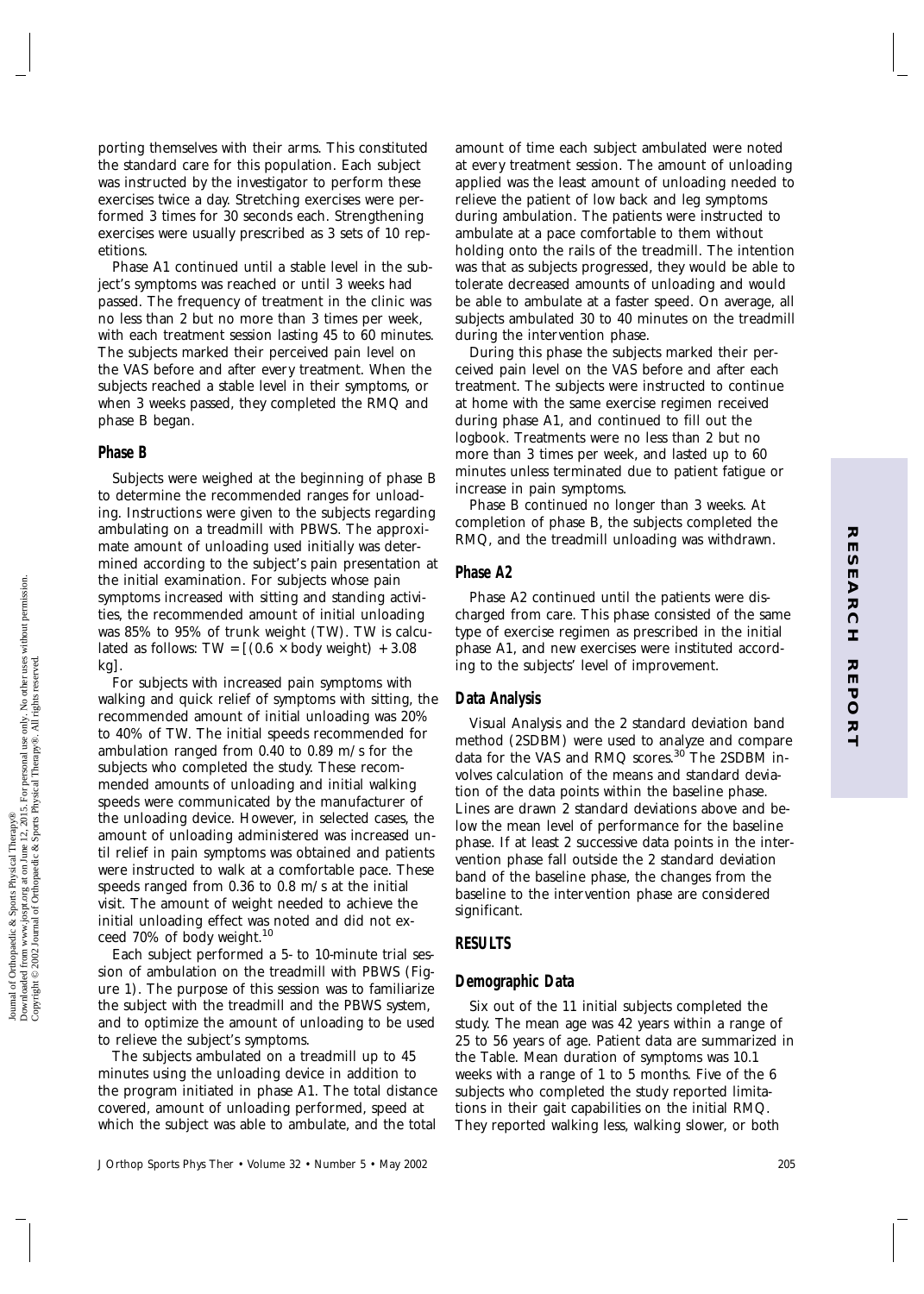porting themselves with their arms. This constituted the standard care for this population. Each subject was instructed by the investigator to perform these exercises twice a day. Stretching exercises were performed 3 times for 30 seconds each. Strengthening exercises were usually prescribed as 3 sets of 10 repetitions.

Phase A1 continued until a stable level in the subject's symptoms was reached or until 3 weeks had passed. The frequency of treatment in the clinic was no less than 2 but no more than 3 times per week, with each treatment session lasting 45 to 60 minutes. The subjects marked their perceived pain level on the VAS before and after every treatment. When the subjects reached a stable level in their symptoms, or when 3 weeks passed, they completed the RMQ and phase B began.

### Phase B

Subjects were weighed at the beginning of phase B to determine the recommended ranges for unloading. Instructions were given to the subjects regarding ambulating on a treadmill with PBWS. The approximate amount of unloading used initially was determined according to the subject's pain presentation at the initial examination. For subjects whose pain symptoms increased with sitting and standing activities, the recommended amount of initial unloading was 85% to 95% of trunk weight (TW). TW is calculated as follows: TW = [(0.6 × body weight) + 3.08 kg].

For subjects with increased pain symptoms with walking and quick relief of symptoms with sitting, the recommended amount of initial unloading was 20% to 40% of TW. The initial speeds recommended for ambulation ranged from 0.40 to 0.89 m/s for the subjects who completed the study. These recommended amounts of unloading and initial walking speeds were communicated by the manufacturer of the unloading device. However, in selected cases, the amount of unloading administered was increased until relief in pain symptoms was obtained and patients were instructed to walk at a comfortable pace. These speeds ranged from 0.36 to 0.8 m/s at the initial visit. The amount of weight needed to achieve the initial unloading effect was noted and did not exceed 70% of body weight.[10]

Each subject performed a 5- to 10-minute trial session of ambulation on the treadmill with PBWS (Figure 1). The purpose of this session was to familiarize the subject with the treadmill and the PBWS system, and to optimize the amount of unloading to be used to relieve the subject's symptoms.

The subjects ambulated on a treadmill up to 45 minutes using the unloading device in addition to the program initiated in phase A1. The total distance covered, amount of unloading performed, speed at which the subject was able to ambulate, and the total amount of time each subject ambulated were noted at every treatment session. The amount of unloading applied was the least amount of unloading needed to relieve the patient of low back and leg symptoms during ambulation. The patients were instructed to ambulate at a pace comfortable to them without holding onto the rails of the treadmill. The intention was that as subjects progressed, they would be able to tolerate decreased amounts of unloading and would be able to ambulate at a faster speed. On average, all subjects ambulated 30 to 40 minutes on the treadmill during the intervention phase.

During this phase the subjects marked their perceived pain level on the VAS before and after each treatment. The subjects were instructed to continue at home with the same exercise regimen received during phase A1, and continued to fill out the logbook. Treatments were no less than 2 but no more than 3 times per week, and lasted up to 60 minutes unless terminated due to patient fatigue or increase in pain symptoms.

Phase B continued no longer than 3 weeks. At completion of phase B, the subjects completed the RMQ, and the treadmill unloading was withdrawn.

### Phase A2

Phase A2 continued until the patients were discharged from care. This phase consisted of the same type of exercise regimen as prescribed in the initial phase A1, and new exercises were instituted according to the subjects' level of improvement.

### Data Analysis

Visual Analysis and the 2 standard deviation band method (2SDBM) were used to analyze and compare data for the VAS and RMQ scores.[30] The 2SDBM involves calculation of the means and standard deviation of the data points within the baseline phase. Lines are drawn 2 standard deviations above and below the mean level of performance for the baseline phase. If at least 2 successive data points in the intervention phase fall outside the 2 standard deviation band of the baseline phase, the changes from the baseline to the intervention phase are considered significant.

## RESULTS

### Demographic Data

Six out of the 11 initial subjects completed the study. The mean age was 42 years within a range of 25 to 56 years of age. Patient data are summarized in the Table. Mean duration of symptoms was 10.1 weeks with a range of 1 to 5 months. Five of the 6 subjects who completed the study reported limitations in their gait capabilities on the initial RMQ. They reported walking less, walking slower, or both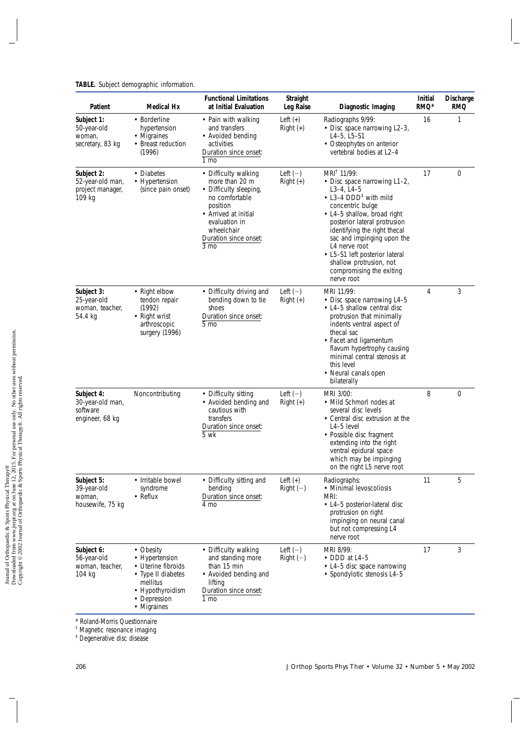**TABLE.** Subject demographic information.

| Patient | Medical Hx | Functional Limitations at Initial Evaluation | Straight Leg Raise | Diagnostic Imaging | Initial RMQ* | Discharge RMQ |
|---|---|---|---|---|---|---|
| **Subject 1:** 50-year-old woman, secretary, 83 kg | • Borderline hypertension<br>• Migraines<br>• Breast reduction (1996) | • Pain with walking and transfers<br>• Avoided bending activities<br>Duration since onset: 1 mo | Left (+)<br>Right (+) | Radiographs 9/99:<br>• Disc space narrowing L2–3, L4–5, L5–S1<br>• Osteophytes on anterior vertebral bodies at L2–4 | 16 | 1 |
| **Subject 2:** 52-year-old man, project manager, 109 kg | • Diabetes<br>• Hypertension (since pain onset) | • Difficulty walking more than 20 m<br>• Difficulty sleeping, no comfortable position<br>• Arrived at initial evaluation in wheelchair<br>Duration since onset: 3 mo | Left (−)<br>Right (+) | MRI[†] 11/99:<br>• Disc space narrowing L1–2, L3–4, L4–5<br>• L3–4 DDD[‡] with mild concentric bulge<br>• L4–5 shallow, broad right posterior lateral protrusion identifying the right thecal sac and impinging upon the L4 nerve root<br>• L5–S1 left posterior lateral shallow protrusion, not compromising the exiting nerve root | 17 | 0 |
| **Subject 3:** 25-year-old woman, teacher, 54.4 kg | • Right elbow tendon repair (1992)<br>• Right wrist arthroscopic surgery (1996) | • Difficulty driving and bending down to tie shoes<br>Duration since onset: 5 mo | Left (−)<br>Right (+) | MRI 11/99:<br>• Disc space narrowing L4–5<br>• L4–5 shallow central disc protrusion that minimally indents ventral aspect of thecal sac<br>• Facet and ligamentum flavum hypertrophy causing minimal central stenosis at this level<br>• Neural canals open bilaterally | 4 | 3 |
| **Subject 4:** 30-year-old man, software engineer, 68 kg | Noncontributing | • Difficulty sitting<br>• Avoided bending and cautious with transfers<br>Duration since onset: 5 wk | Left (−)<br>Right (+) | MRI 3/00:<br>• Mild Schmorl nodes at several disc levels<br>• Central disc extrusion at the L4–5 level<br>• Possible disc fragment extending into the right ventral epidural space which may be impinging on the right L5 nerve root | 8 | 0 |
| **Subject 5:** 39-year-old woman, housewife, 75 kg | • Irritable bowel syndrome<br>• Reflux | • Difficulty sitting and bending<br>Duration since onset: 4 mo | Left (+)<br>Right (−) | Radiographs:<br>• Minimal levoscoliosis<br>MRI:<br>• L4–5 posterior-lateral disc protrusion on right impinging on neural canal but not compressing L4 nerve root | 11 | 5 |
| **Subject 6:** 56-year-old woman, teacher, 104 kg | • Obesity<br>• Hypertension<br>• Uterine fibroids<br>• Type II diabetes mellitus<br>• Hypothyroidism<br>• Depression<br>• Migraines | • Difficulty walking and standing more than 15 min<br>• Avoided bending and lifting<br>Duration since onset: 1 mo | Left (−)<br>Right (−) | MRI 8/99:<br>• DDD at L4–5<br>• L4–5 disc space narrowing<br>• Spondylotic stenosis L4–5 | 17 | 3 |

\* Roland-Morris Questionnaire
† Magnetic resonance imaging
‡ Degenerative disc disease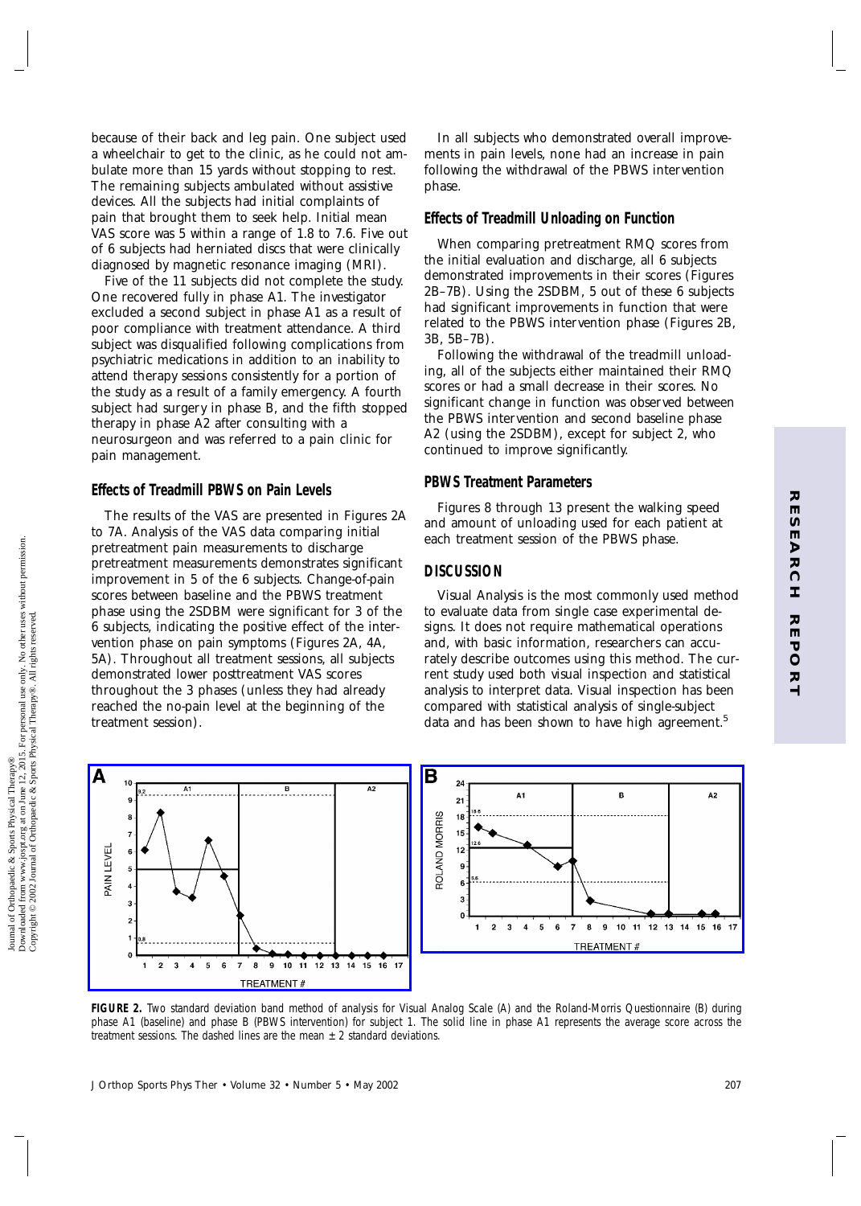because of their back and leg pain. One subject used a wheelchair to get to the clinic, as he could not ambulate more than 15 yards without stopping to rest. The remaining subjects ambulated without assistive devices. All the subjects had initial complaints of pain that brought them to seek help. Initial mean VAS score was 5 within a range of 1.8 to 7.6. Five out of 6 subjects had herniated discs that were clinically diagnosed by magnetic resonance imaging (MRI).

Five of the 11 subjects did not complete the study. One recovered fully in phase A1. The investigator excluded a second subject in phase A1 as a result of poor compliance with treatment attendance. A third subject was disqualified following complications from psychiatric medications in addition to an inability to attend therapy sessions consistently for a portion of the study as a result of a family emergency. A fourth subject had surgery in phase B, and the fifth stopped therapy in phase A2 after consulting with a neurosurgeon and was referred to a pain clinic for pain management.

### Effects of Treadmill PBWS on Pain Levels

The results of the VAS are presented in Figures 2A to 7A. Analysis of the VAS data comparing initial pretreatment pain measurements to discharge pretreatment measurements demonstrates significant improvement in 5 of the 6 subjects. Change-of-pain scores between baseline and the PBWS treatment phase using the 2SDBM were significant for 3 of the 6 subjects, indicating the positive effect of the intervention phase on pain symptoms (Figures 2A, 4A, 5A). Throughout all treatment sessions, all subjects demonstrated lower posttreatment VAS scores throughout the 3 phases (unless they had already reached the no-pain level at the beginning of the treatment session).

In all subjects who demonstrated overall improvements in pain levels, none had an increase in pain following the withdrawal of the PBWS intervention phase.

### Effects of Treadmill Unloading on Function

When comparing pretreatment RMQ scores from the initial evaluation and discharge, all 6 subjects demonstrated improvements in their scores (Figures 2B–7B). Using the 2SDBM, 5 out of these 6 subjects had significant improvements in function that were related to the PBWS intervention phase (Figures 2B, 3B, 5B–7B).

Following the withdrawal of the treadmill unloading, all of the subjects either maintained their RMQ scores or had a small decrease in their scores. No significant change in function was observed between the PBWS intervention and second baseline phase A2 (using the 2SDBM), except for subject 2, who continued to improve significantly.

### PBWS Treatment Parameters

Figures 8 through 13 present the walking speed and amount of unloading used for each patient at each treatment session of the PBWS phase.

## DISCUSSION

Visual Analysis is the most commonly used method to evaluate data from single case experimental designs. It does not require mathematical operations and, with basic information, researchers can accurately describe outcomes using this method. The current study used both visual inspection and statistical analysis to interpret data. Visual inspection has been compared with statistical analysis of single-subject data and has been shown to have high agreement.[5]

**FIGURE 2.** Two standard deviation band method of analysis for Visual Analog Scale (A) and the Roland-Morris Questionnaire (B) during phase A1 (baseline) and phase B (PBWS intervention) for subject 1. The solid line in phase A1 represents the average score across the treatment sessions. The dashed lines are the mean ± 2 standard deviations.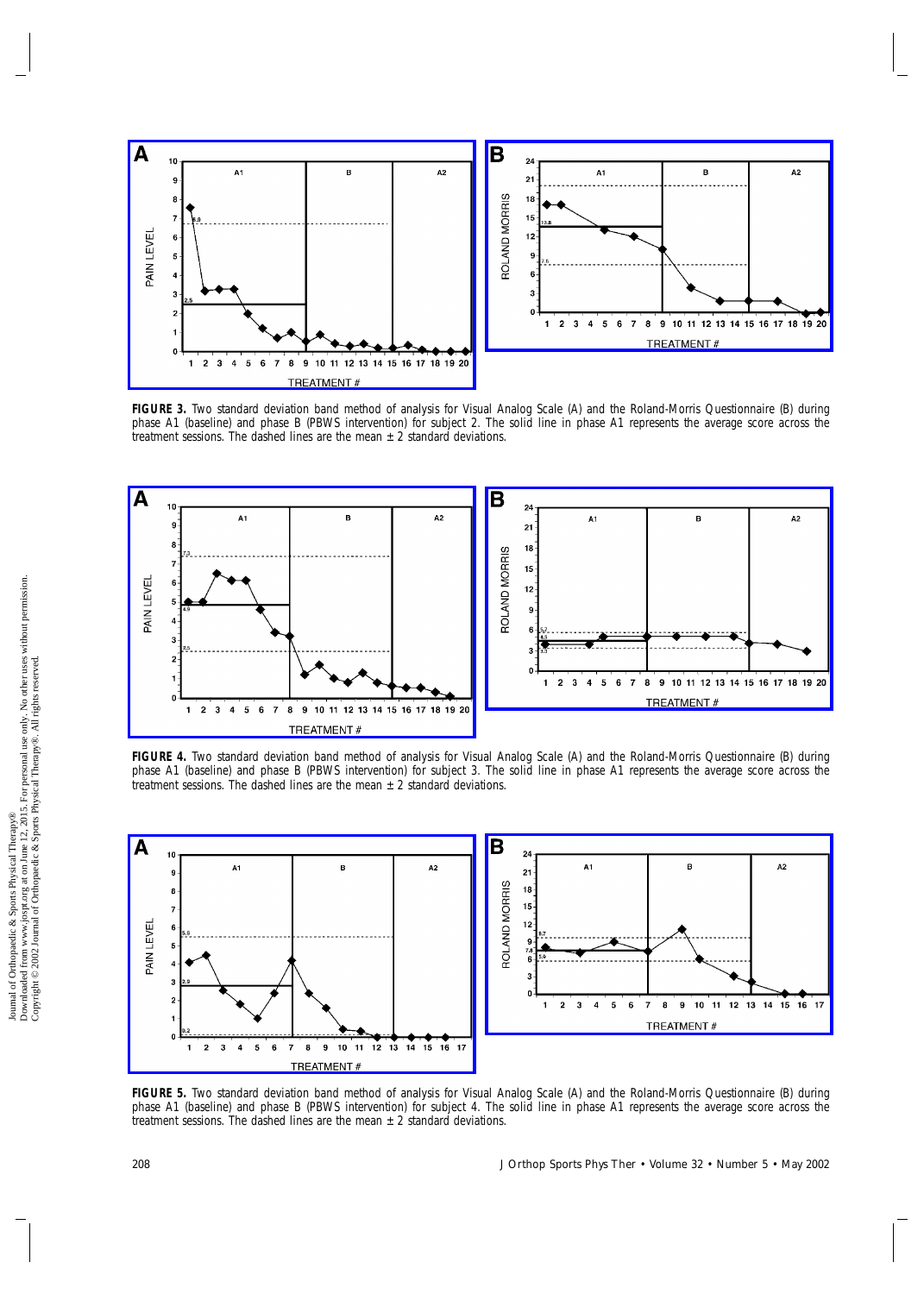**FIGURE 3.** Two standard deviation band method of analysis for Visual Analog Scale (A) and the Roland-Morris Questionnaire (B) during phase A1 (baseline) and phase B (PBWS intervention) for subject 2. The solid line in phase A1 represents the average score across the treatment sessions. The dashed lines are the mean ± 2 standard deviations.

**FIGURE 4.** Two standard deviation band method of analysis for Visual Analog Scale (A) and the Roland-Morris Questionnaire (B) during phase A1 (baseline) and phase B (PBWS intervention) for subject 3. The solid line in phase A1 represents the average score across the treatment sessions. The dashed lines are the mean ± 2 standard deviations.

**FIGURE 5.** Two standard deviation band method of analysis for Visual Analog Scale (A) and the Roland-Morris Questionnaire (B) during phase A1 (baseline) and phase B (PBWS intervention) for subject 4. The solid line in phase A1 represents the average score across the treatment sessions. The dashed lines are the mean ± 2 standard deviations.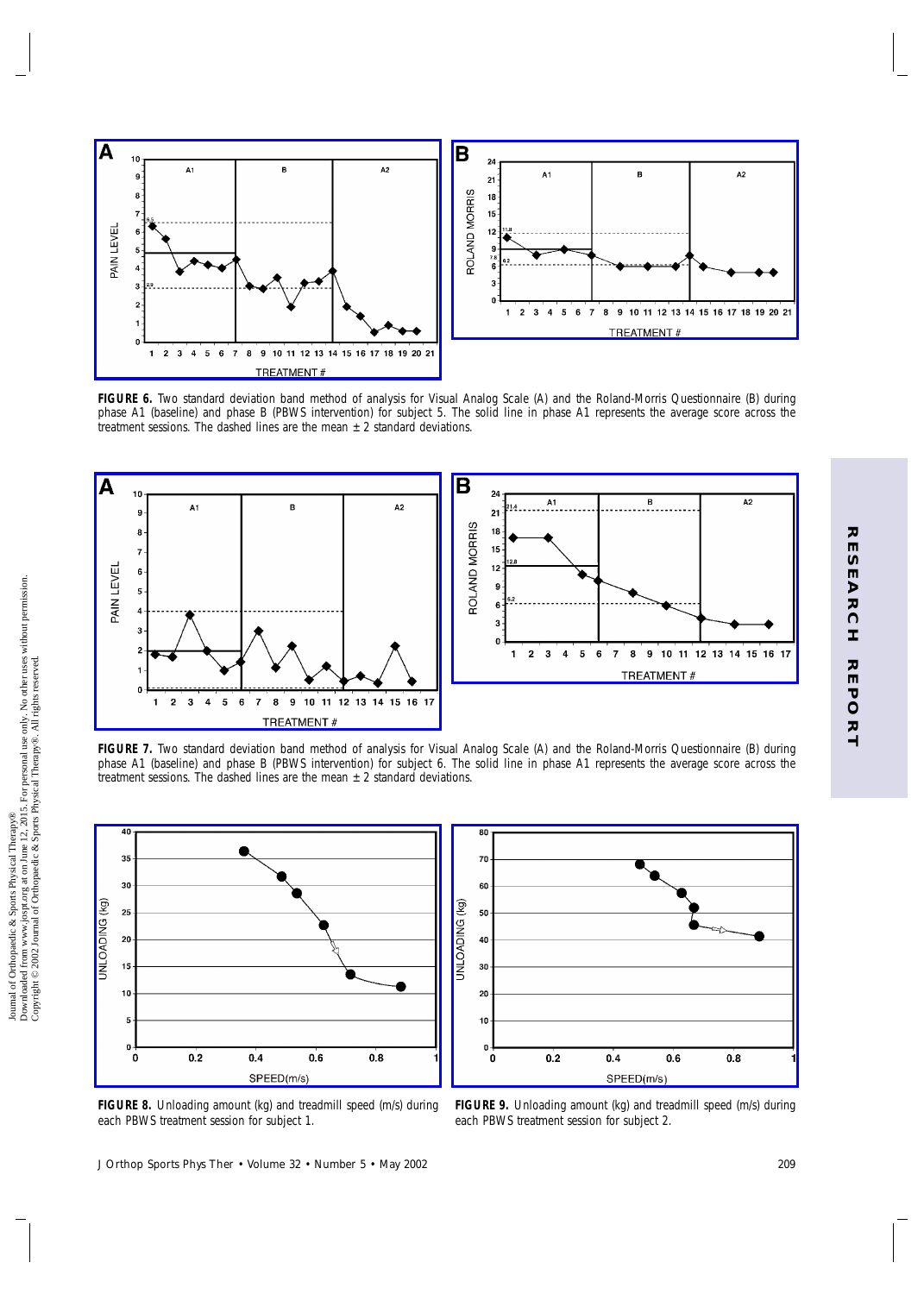**FIGURE 6.** Two standard deviation band method of analysis for Visual Analog Scale (A) and the Roland-Morris Questionnaire (B) during phase A1 (baseline) and phase B (PBWS intervention) for subject 5. The solid line in phase A1 represents the average score across the treatment sessions. The dashed lines are the mean ± 2 standard deviations.

**FIGURE 7.** Two standard deviation band method of analysis for Visual Analog Scale (A) and the Roland-Morris Questionnaire (B) during phase A1 (baseline) and phase B (PBWS intervention) for subject 6. The solid line in phase A1 represents the average score across the treatment sessions. The dashed lines are the mean ± 2 standard deviations.

**FIGURE 8.** Unloading amount (kg) and treadmill speed (m/s) during each PBWS treatment session for subject 1.

**FIGURE 9.** Unloading amount (kg) and treadmill speed (m/s) during each PBWS treatment session for subject 2.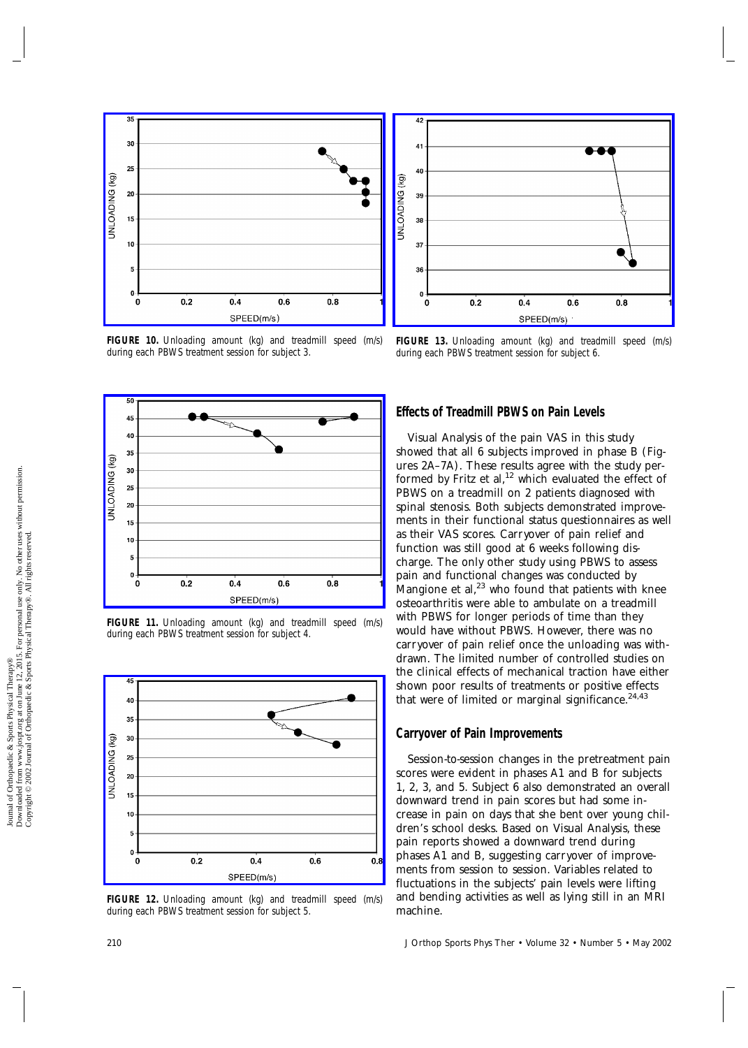**FIGURE 10.** Unloading amount (kg) and treadmill speed (m/s) during each PBWS treatment session for subject 3.

**FIGURE 13.** Unloading amount (kg) and treadmill speed (m/s) during each PBWS treatment session for subject 6.

**FIGURE 11.** Unloading amount (kg) and treadmill speed (m/s) during each PBWS treatment session for subject 4.

**FIGURE 12.** Unloading amount (kg) and treadmill speed (m/s) during each PBWS treatment session for subject 5.

## Effects of Treadmill PBWS on Pain Levels

Visual Analysis of the pain VAS in this study showed that all 6 subjects improved in phase B (Figures 2A–7A). These results agree with the study performed by Fritz et al,[12] which evaluated the effect of PBWS on a treadmill on 2 patients diagnosed with spinal stenosis. Both subjects demonstrated improvements in their functional status questionnaires as well as their VAS scores. Carryover of pain relief and function was still good at 6 weeks following discharge. The only other study using PBWS to assess pain and functional changes was conducted by Mangione et al,[23] who found that patients with knee osteoarthritis were able to ambulate on a treadmill with PBWS for longer periods of time than they would have without PBWS. However, there was no carryover of pain relief once the unloading was withdrawn. The limited number of controlled studies on the clinical effects of mechanical traction have either shown poor results of treatments or positive effects that were of limited or marginal significance.[24,43]

## Carryover of Pain Improvements

Session-to-session changes in the pretreatment pain scores were evident in phases A1 and B for subjects 1, 2, 3, and 5. Subject 6 also demonstrated an overall downward trend in pain scores but had some increase in pain on days that she bent over young children's school desks. Based on Visual Analysis, these pain reports showed a downward trend during phases A1 and B, suggesting carryover of improvements from session to session. Variables related to fluctuations in the subjects' pain levels were lifting and bending activities as well as lying still in an MRI machine.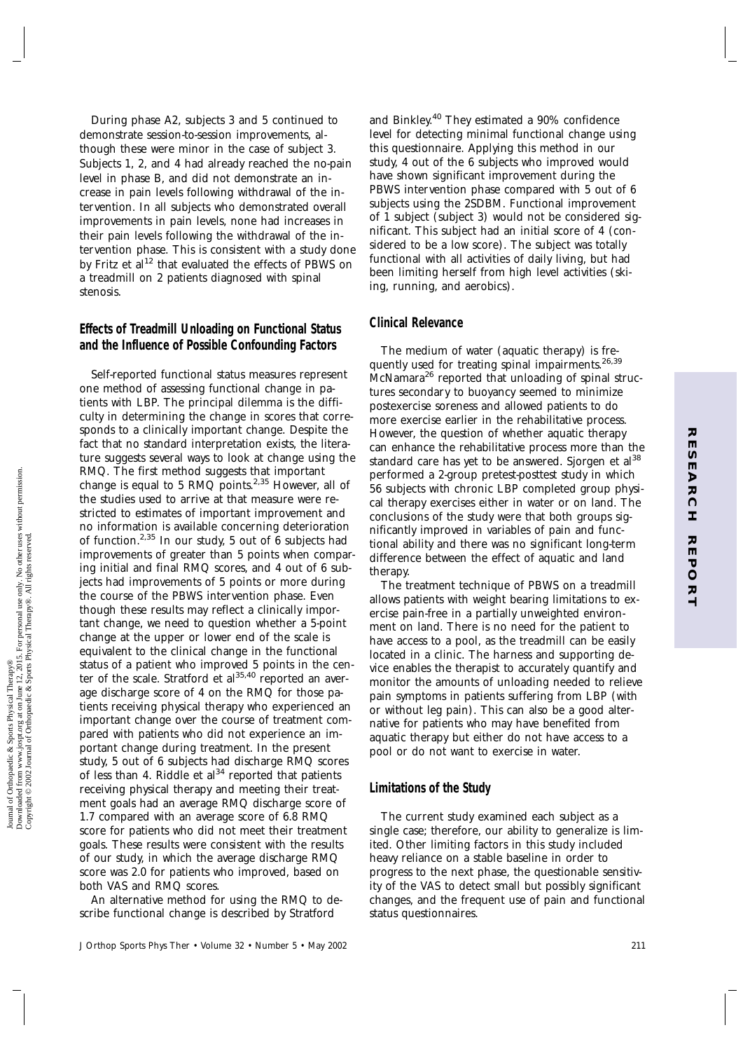During phase A2, subjects 3 and 5 continued to demonstrate session-to-session improvements, although these were minor in the case of subject 3. Subjects 1, 2, and 4 had already reached the no-pain level in phase B, and did not demonstrate an increase in pain levels following withdrawal of the intervention. In all subjects who demonstrated overall improvements in pain levels, none had increases in their pain levels following the withdrawal of the intervention phase. This is consistent with a study done by Fritz et al[12] that evaluated the effects of PBWS on a treadmill on 2 patients diagnosed with spinal stenosis.

## Effects of Treadmill Unloading on Functional Status and the Influence of Possible Confounding Factors

Self-reported functional status measures represent one method of assessing functional change in patients with LBP. The principal dilemma is the difficulty in determining the change in scores that corresponds to a clinically important change. Despite the fact that no standard interpretation exists, the literature suggests several ways to look at change using the RMQ. The first method suggests that important change is equal to 5 RMQ points.[2,35] However, all of the studies used to arrive at that measure were restricted to estimates of important improvement and no information is available concerning deterioration of function.[2,35] In our study, 5 out of 6 subjects had improvements of greater than 5 points when comparing initial and final RMQ scores, and 4 out of 6 subjects had improvements of 5 points or more during the course of the PBWS intervention phase. Even though these results may reflect a clinically important change, we need to question whether a 5-point change at the upper or lower end of the scale is equivalent to the clinical change in the functional status of a patient who improved 5 points in the center of the scale. Stratford et al[35,40] reported an average discharge score of 4 on the RMQ for those patients receiving physical therapy who experienced an important change over the course of treatment compared with patients who did not experience an important change during treatment. In the present study, 5 out of 6 subjects had discharge RMQ scores of less than 4. Riddle et al[34] reported that patients receiving physical therapy and meeting their treatment goals had an average RMQ discharge score of 1.7 compared with an average score of 6.8 RMQ score for patients who did not meet their treatment goals. These results were consistent with the results of our study, in which the average discharge RMQ score was 2.0 for patients who improved, based on both VAS and RMQ scores.

An alternative method for using the RMQ to describe functional change is described by Stratford and Binkley.[40] They estimated a 90% confidence level for detecting minimal functional change using this questionnaire. Applying this method in our study, 4 out of the 6 subjects who improved would have shown significant improvement during the PBWS intervention phase compared with 5 out of 6 subjects using the 2SDBM. Functional improvement of 1 subject (subject 3) would not be considered significant. This subject had an initial score of 4 (considered to be a low score). The subject was totally functional with all activities of daily living, but had been limiting herself from high level activities (skiing, running, and aerobics).

## Clinical Relevance

The medium of water (aquatic therapy) is frequently used for treating spinal impairments.[26,39] McNamara[26] reported that unloading of spinal structures secondary to buoyancy seemed to minimize postexercise soreness and allowed patients to do more exercise earlier in the rehabilitative process. However, the question of whether aquatic therapy can enhance the rehabilitative process more than the standard care has yet to be answered. Sjorgen et al[38] performed a 2-group pretest-posttest study in which 56 subjects with chronic LBP completed group physical therapy exercises either in water or on land. The conclusions of the study were that both groups significantly improved in variables of pain and functional ability and there was no significant long-term difference between the effect of aquatic and land therapy.

The treatment technique of PBWS on a treadmill allows patients with weight bearing limitations to exercise pain-free in a partially unweighted environment on land. There is no need for the patient to have access to a pool, as the treadmill can be easily located in a clinic. The harness and supporting device enables the therapist to accurately quantify and monitor the amounts of unloading needed to relieve pain symptoms in patients suffering from LBP (with or without leg pain). This can also be a good alternative for patients who may have benefited from aquatic therapy but either do not have access to a pool or do not want to exercise in water.

## Limitations of the Study

The current study examined each subject as a single case; therefore, our ability to generalize is limited. Other limiting factors in this study included heavy reliance on a stable baseline in order to progress to the next phase, the questionable sensitivity of the VAS to detect small but possibly significant changes, and the frequent use of pain and functional status questionnaires.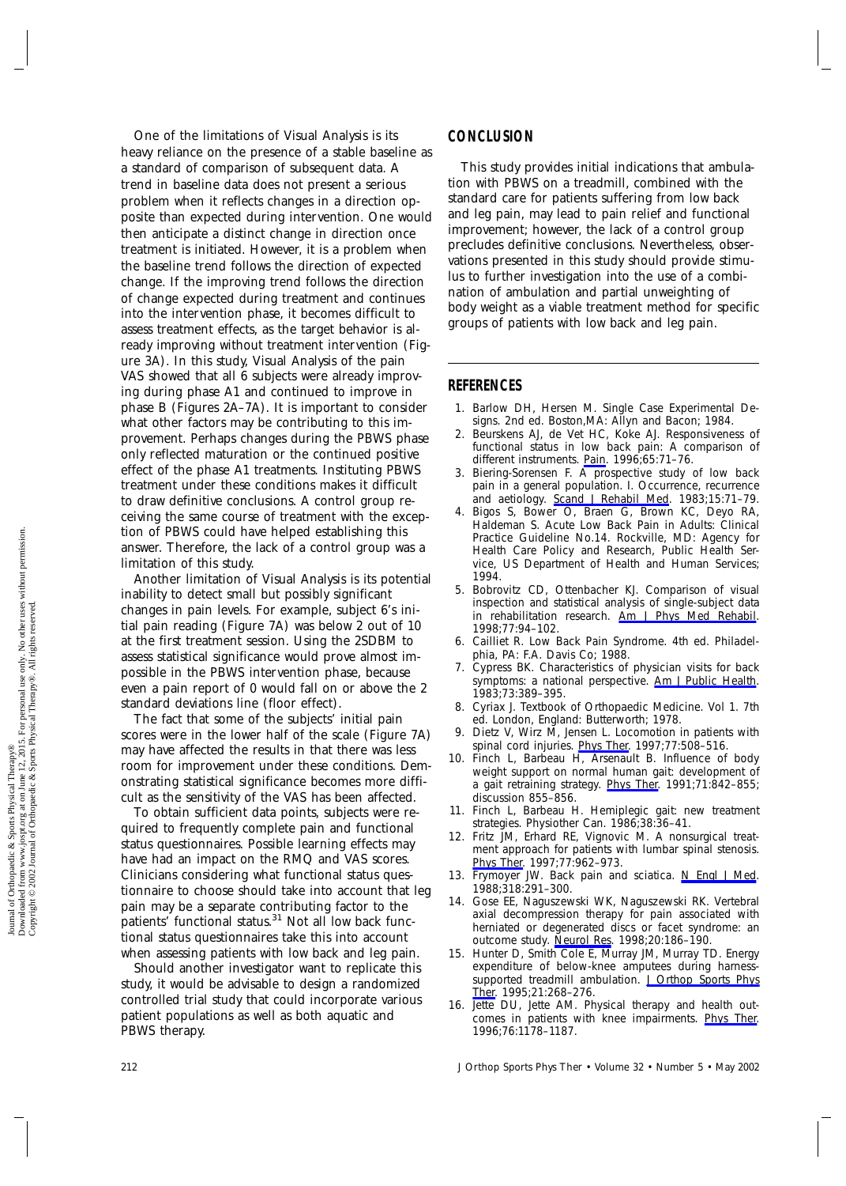One of the limitations of Visual Analysis is its heavy reliance on the presence of a stable baseline as a standard of comparison of subsequent data. A trend in baseline data does not present a serious problem when it reflects changes in a direction opposite than expected during intervention. One would then anticipate a distinct change in direction once treatment is initiated. However, it is a problem when the baseline trend follows the direction of expected change. If the improving trend follows the direction of change expected during treatment and continues into the intervention phase, it becomes difficult to assess treatment effects, as the target behavior is already improving without treatment intervention (Figure 3A). In this study, Visual Analysis of the pain VAS showed that all 6 subjects were already improving during phase A1 and continued to improve in phase B (Figures 2A–7A). It is important to consider what other factors may be contributing to this improvement. Perhaps changes during the PBWS phase only reflected maturation or the continued positive effect of the phase A1 treatments. Instituting PBWS treatment under these conditions makes it difficult to draw definitive conclusions. A control group receiving the same course of treatment with the exception of PBWS could have helped establishing this answer. Therefore, the lack of a control group was a limitation of this study.

Another limitation of Visual Analysis is its potential inability to detect small but possibly significant changes in pain levels. For example, subject 6's initial pain reading (Figure 7A) was below 2 out of 10 at the first treatment session. Using the 2SDBM to assess statistical significance would prove almost impossible in the PBWS intervention phase, because even a pain report of 0 would fall on or above the 2 standard deviations line (floor effect).

The fact that some of the subjects' initial pain scores were in the lower half of the scale (Figure 7A) may have affected the results in that there was less room for improvement under these conditions. Demonstrating statistical significance becomes more difficult as the sensitivity of the VAS has been affected.

To obtain sufficient data points, subjects were required to frequently complete pain and functional status questionnaires. Possible learning effects may have had an impact on the RMQ and VAS scores. Clinicians considering what functional status questionnaire to choose should take into account that leg pain may be a separate contributing factor to the patients' functional status.[31] Not all low back functional status questionnaires take this into account when assessing patients with low back and leg pain.

Should another investigator want to replicate this study, it would be advisable to design a randomized controlled trial study that could incorporate various patient populations as well as both aquatic and PBWS therapy.

## CONCLUSION

This study provides initial indications that ambulation with PBWS on a treadmill, combined with the standard care for patients suffering from low back and leg pain, may lead to pain relief and functional improvement; however, the lack of a control group precludes definitive conclusions. Nevertheless, observations presented in this study should provide stimulus to further investigation into the use of a combination of ambulation and partial unweighting of body weight as a viable treatment method for specific groups of patients with low back and leg pain.

## REFERENCES

1. Barlow DH, Hersen M. Single Case Experimental Designs. 2nd ed. Boston,MA: Allyn and Bacon; 1984.
2. Beurskens AJ, de Vet HC, Koke AJ. Responsiveness of functional status in low back pain: A comparison of different instruments. Pain. 1996;65:71–76.
3. Biering-Sorensen F. A prospective study of low back pain in a general population. I. Occurrence, recurrence and aetiology. Scand J Rehabil Med. 1983;15:71–79.
4. Bigos S, Bower O, Braen G, Brown KC, Deyo RA, Haldeman S. Acute Low Back Pain in Adults: Clinical Practice Guideline No.14. Rockville, MD: Agency for Health Care Policy and Research, Public Health Service, US Department of Health and Human Services; 1994.
5. Bobrovitz CD, Ottenbacher KJ. Comparison of visual inspection and statistical analysis of single-subject data in rehabilitation research. Am J Phys Med Rehabil. 1998;77:94–102.
6. Cailliet R. Low Back Pain Syndrome. 4th ed. Philadelphia, PA: F.A. Davis Co; 1988.
7. Cypress BK. Characteristics of physician visits for back symptoms: a national perspective. Am J Public Health. 1983;73:389–395.
8. Cyriax J. Textbook of Orthopaedic Medicine. Vol 1. 7th ed. London, England: Butterworth; 1978.
9. Dietz V, Wirz M, Jensen L. Locomotion in patients with spinal cord injuries. Phys Ther. 1997;77:508–516.
10. Finch L, Barbeau H, Arsenault B. Influence of body weight support on normal human gait: development of a gait retraining strategy. Phys Ther. 1991;71:842–855; discussion 855–856.
11. Finch L, Barbeau H. Hemiplegic gait: new treatment strategies. Physiother Can. 1986;38:36–41.
12. Fritz JM, Erhard RE, Vignovic M. A nonsurgical treatment approach for patients with lumbar spinal stenosis. Phys Ther. 1997;77:962–973.
13. Frymoyer JW. Back pain and sciatica. N Engl J Med. 1988;318:291–300.
14. Gose EE, Naguszewski WK, Naguszewski RK. Vertebral axial decompression therapy for pain associated with herniated or degenerated discs or facet syndrome: an outcome study. Neurol Res. 1998;20:186–190.
15. Hunter D, Smith Cole E, Murray JM, Murray TD. Energy expenditure of below-knee amputees during harness-supported treadmill ambulation. J Orthop Sports Phys Ther. 1995;21:268–276.
16. Jette DU, Jette AM. Physical therapy and health outcomes in patients with knee impairments. Phys Ther. 1996;76:1178–1187.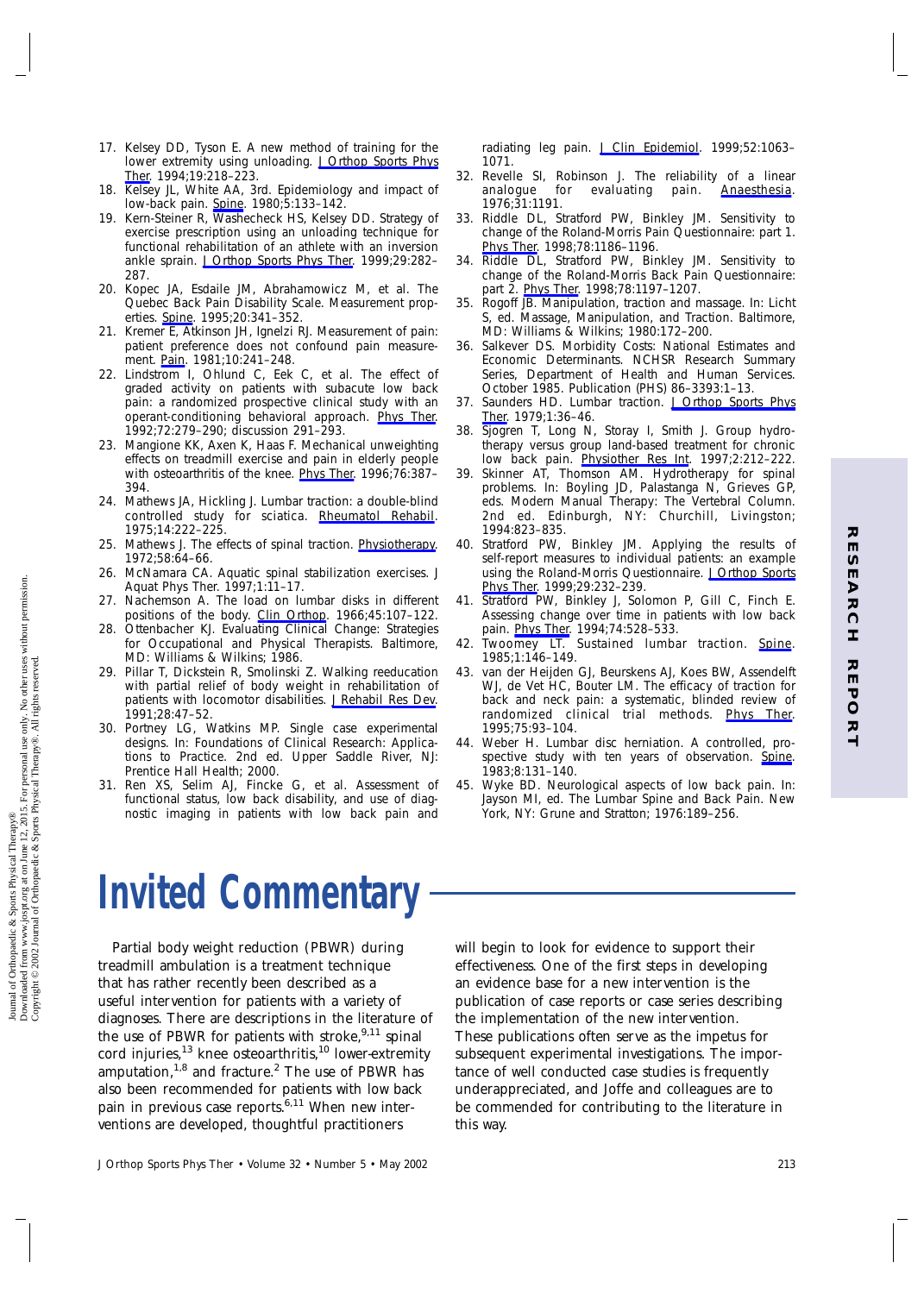17. Kelsey DD, Tyson E. A new method of training for the lower extremity using unloading. J Orthop Sports Phys Ther. 1994;19:218–223.
18. Kelsey JL, White AA, 3rd. Epidemiology and impact of low-back pain. Spine. 1980;5:133–142.
19. Kern-Steiner R, Washecheck HS, Kelsey DD. Strategy of exercise prescription using an unloading technique for functional rehabilitation of an athlete with an inversion ankle sprain. J Orthop Sports Phys Ther. 1999;29:282–287.
20. Kopec JA, Esdaile JM, Abrahamowicz M, et al. The Quebec Back Pain Disability Scale. Measurement properties. Spine. 1995;20:341–352.
21. Kremer E, Atkinson JH, Ignelzi RJ. Measurement of pain: patient preference does not confound pain measurement. Pain. 1981;10:241–248.
22. Lindstrom I, Ohlund C, Eek C, et al. The effect of graded activity on patients with subacute low back pain: a randomized prospective clinical study with an operant-conditioning behavioral approach. Phys Ther. 1992;72:279–290; discussion 291–293.
23. Mangione KK, Axen K, Haas F. Mechanical unweighting effects on treadmill exercise and pain in elderly people with osteoarthritis of the knee. Phys Ther. 1996;76:387–394.
24. Mathews JA, Hickling J. Lumbar traction: a double-blind controlled study for sciatica. Rheumatol Rehabil. 1975;14:222–225.
25. Mathews J. The effects of spinal traction. Physiotherapy. 1972;58:64–66.
26. McNamara CA. Aquatic spinal stabilization exercises. J Aquat Phys Ther. 1997;1:11–17.
27. Nachemson A. The load on lumbar disks in different positions of the body. Clin Orthop. 1966;45:107–122.
28. Ottenbacher KJ. Evaluating Clinical Change: Strategies for Occupational and Physical Therapists. Baltimore, MD: Williams & Wilkins; 1986.
29. Pillar T, Dickstein R, Smolinski Z. Walking reeducation with partial relief of body weight in rehabilitation of patients with locomotor disabilities. J Rehabil Res Dev. 1991;28:47–52.
30. Portney LG, Watkins MP. Single case experimental designs. In: Foundations of Clinical Research: Applications to Practice. 2nd ed. Upper Saddle River, NJ: Prentice Hall Health; 2000.
31. Ren XS, Selim AJ, Fincke G, et al. Assessment of functional status, low back disability, and use of diagnostic imaging in patients with low back pain and radiating leg pain. J Clin Epidemiol. 1999;52:1063–1071.
32. Revelle SI, Robinson J. The reliability of a linear analogue for evaluating pain. Anaesthesia. 1976;31:1191.
33. Riddle DL, Stratford PW, Binkley JM. Sensitivity to change of the Roland-Morris Pain Questionnaire: part 1. Phys Ther. 1998;78:1186–1196.
34. Riddle DL, Stratford PW, Binkley JM. Sensitivity to change of the Roland-Morris Back Pain Questionnaire: part 2. Phys Ther. 1998;78:1197–1207.
35. Rogoff JB. Manipulation, traction and massage. In: Licht S, ed. Massage, Manipulation, and Traction. Baltimore, MD: Williams & Wilkins; 1980:172–200.
36. Salkever DS. Morbidity Costs: National Estimates and Economic Determinants. NCHSR Research Summary Series, Department of Health and Human Services. October 1985. Publication (PHS) 86–3393:1–13.
37. Saunders HD. Lumbar traction. J Orthop Sports Phys Ther. 1979;1:36–46.
38. Sjogren T, Long N, Storay I, Smith J. Group hydrotherapy versus group land-based treatment for chronic low back pain. Physiother Res Int. 1997;2:212–222.
39. Skinner AT, Thomson AM. Hydrotherapy for spinal problems. In: Boyling JD, Palastanga N, Grieves GP, eds. Modern Manual Therapy: The Vertebral Column. 2nd ed. Edinburgh, NY: Churchill, Livingston; 1994:823–835.
40. Stratford PW, Binkley JM. Applying the results of self-report measures to individual patients: an example using the Roland-Morris Questionnaire. J Orthop Sports Phys Ther. 1999;29:232–239.
41. Stratford PW, Binkley J, Solomon P, Gill C, Finch E. Assessing change over time in patients with low back pain. Phys Ther. 1994;74:528–533.
42. Twoomey LT. Sustained lumbar traction. Spine. 1985;1:146–149.
43. van der Heijden GJ, Beurskens AJ, Koes BW, Assendelft WJ, de Vet HC, Bouter LM. The efficacy of traction for back and neck pain: a systematic, blinded review of randomized clinical trial methods. Phys Ther. 1995;75:93–104.
44. Weber H. Lumbar disc herniation. A controlled, prospective study with ten years of observation. Spine. 1983;8:131–140.
45. Wyke BD. Neurological aspects of low back pain. In: Jayson MI, ed. The Lumbar Spine and Back Pain. New York, NY: Grune and Stratton; 1976:189–256.

# Invited Commentary

Partial body weight reduction (PBWR) during treadmill ambulation is a treatment technique that has rather recently been described as a useful intervention for patients with a variety of diagnoses. There are descriptions in the literature of the use of PBWR for patients with stroke,[9,11] spinal cord injuries,[13] knee osteoarthritis,[10] lower-extremity amputation,[1,8] and fracture.[2] The use of PBWR has also been recommended for patients with low back pain in previous case reports.[6,11] When new interventions are developed, thoughtful practitioners will begin to look for evidence to support their effectiveness. One of the first steps in developing an evidence base for a new intervention is the publication of case reports or case series describing the implementation of the new intervention. These publications often serve as the impetus for subsequent experimental investigations. The importance of well conducted case studies is frequently underappreciated, and Joffe and colleagues are to be commended for contributing to the literature in this way.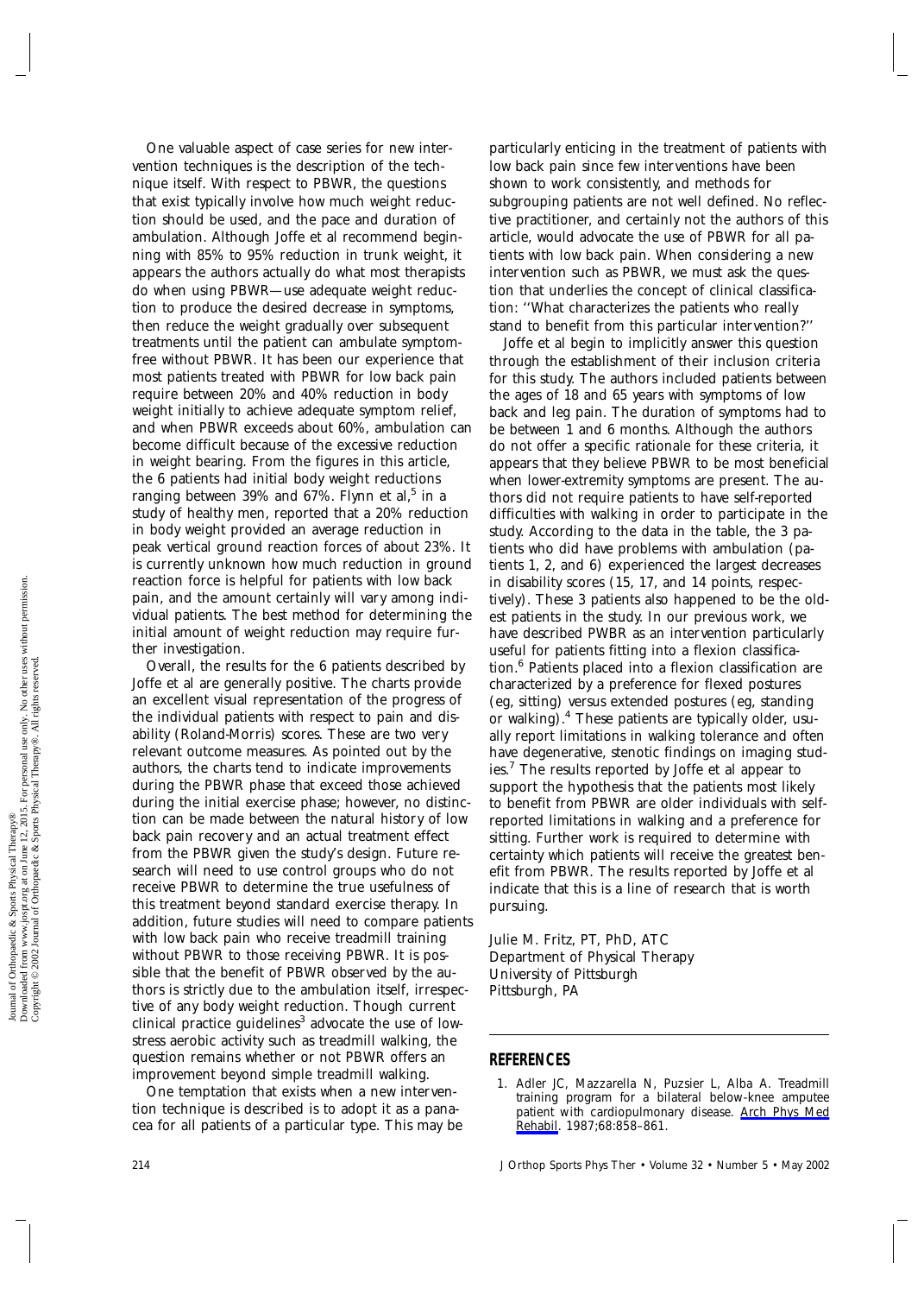One valuable aspect of case series for new intervention techniques is the description of the technique itself. With respect to PBWR, the questions that exist typically involve how much weight reduction should be used, and the pace and duration of ambulation. Although Joffe et al recommend beginning with 85% to 95% reduction in trunk weight, it appears the authors actually do what most therapists do when using PBWR—use adequate weight reduction to produce the desired decrease in symptoms, then reduce the weight gradually over subsequent treatments until the patient can ambulate symptom-free without PBWR. It has been our experience that most patients treated with PBWR for low back pain require between 20% and 40% reduction in body weight initially to achieve adequate symptom relief, and when PBWR exceeds about 60%, ambulation can become difficult because of the excessive reduction in weight bearing. From the figures in this article, the 6 patients had initial body weight reductions ranging between 39% and 67%. Flynn et al,[5] in a study of healthy men, reported that a 20% reduction in body weight provided an average reduction in peak vertical ground reaction forces of about 23%. It is currently unknown how much reduction in ground reaction force is helpful for patients with low back pain, and the amount certainly will vary among individual patients. The best method for determining the initial amount of weight reduction may require further investigation.

Overall, the results for the 6 patients described by Joffe et al are generally positive. The charts provide an excellent visual representation of the progress of the individual patients with respect to pain and disability (Roland-Morris) scores. These are two very relevant outcome measures. As pointed out by the authors, the charts tend to indicate improvements during the PBWR phase that exceed those achieved during the initial exercise phase; however, no distinction can be made between the natural history of low back pain recovery and an actual treatment effect from the PBWR given the study's design. Future research will need to use control groups who do not receive PBWR to determine the true usefulness of this treatment beyond standard exercise therapy. In addition, future studies will need to compare patients with low back pain who receive treadmill training without PBWR to those receiving PBWR. It is possible that the benefit of PBWR observed by the authors is strictly due to the ambulation itself, irrespective of any body weight reduction. Though current clinical practice guidelines[3] advocate the use of low-stress aerobic activity such as treadmill walking, the question remains whether or not PBWR offers an improvement beyond simple treadmill walking.

One temptation that exists when a new intervention technique is described is to adopt it as a panacea for all patients of a particular type. This may be particularly enticing in the treatment of patients with low back pain since few interventions have been shown to work consistently, and methods for subgrouping patients are not well defined. No reflective practitioner, and certainly not the authors of this article, would advocate the use of PBWR for all patients with low back pain. When considering a new intervention such as PBWR, we must ask the question that underlies the concept of clinical classification: ''What characterizes the patients who really stand to benefit from this particular intervention?''

Joffe et al begin to implicitly answer this question through the establishment of their inclusion criteria for this study. The authors included patients between the ages of 18 and 65 years with symptoms of low back and leg pain. The duration of symptoms had to be between 1 and 6 months. Although the authors do not offer a specific rationale for these criteria, it appears that they believe PBWR to be most beneficial when lower-extremity symptoms are present. The authors did not require patients to have self-reported difficulties with walking in order to participate in the study. According to the data in the table, the 3 patients who did have problems with ambulation (patients 1, 2, and 6) experienced the largest decreases in disability scores (15, 17, and 14 points, respectively). These 3 patients also happened to be the oldest patients in the study. In our previous work, we have described PWBR as an intervention particularly useful for patients fitting into a flexion classification.[6] Patients placed into a flexion classification are characterized by a preference for flexed postures (eg, sitting) versus extended postures (eg, standing or walking).[4] These patients are typically older, usually report limitations in walking tolerance and often have degenerative, stenotic findings on imaging studies.[7] The results reported by Joffe et al appear to support the hypothesis that the patients most likely to benefit from PBWR are older individuals with self-reported limitations in walking and a preference for sitting. Further work is required to determine with certainty which patients will receive the greatest benefit from PBWR. The results reported by Joffe et al indicate that this is a line of research that is worth pursuing.

Julie M. Fritz, PT, PhD, ATC
Department of Physical Therapy
University of Pittsburgh
Pittsburgh, PA

## REFERENCES

1. Adler JC, Mazzarella N, Puzsier L, Alba A. Treadmill training program for a bilateral below-knee amputee patient with cardiopulmonary disease. Arch Phys Med Rehabil. 1987;68:858–861.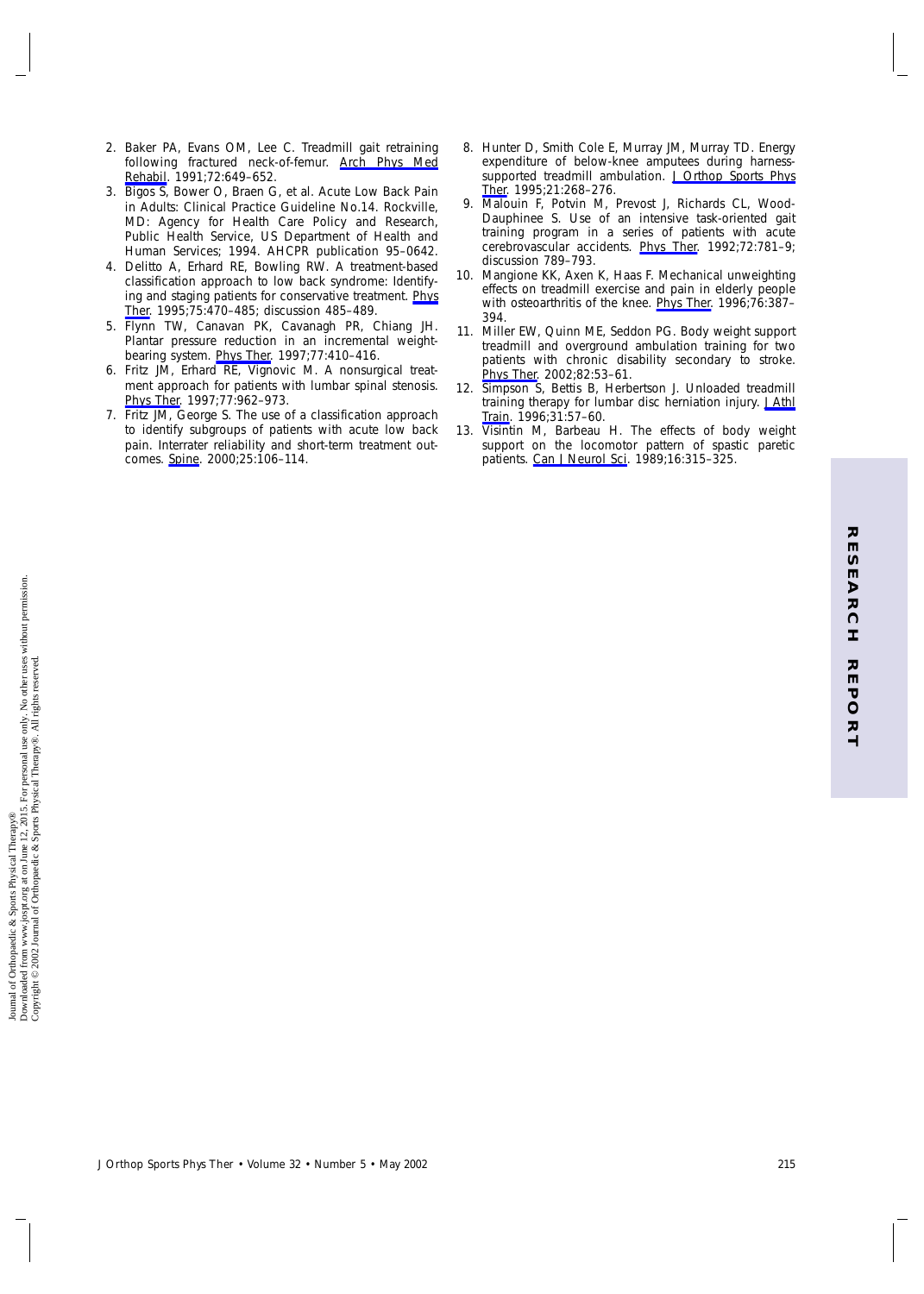2. Baker PA, Evans OM, Lee C. Treadmill gait retraining following fractured neck-of-femur. Arch Phys Med Rehabil. 1991;72:649–652.
3. Bigos S, Bower O, Braen G, et al. Acute Low Back Pain in Adults: Clinical Practice Guideline No.14. Rockville, MD: Agency for Health Care Policy and Research, Public Health Service, US Department of Health and Human Services; 1994. AHCPR publication 95–0642.
4. Delitto A, Erhard RE, Bowling RW. A treatment-based classification approach to low back syndrome: Identifying and staging patients for conservative treatment. Phys Ther. 1995;75:470–485; discussion 485–489.
5. Flynn TW, Canavan PK, Cavanagh PR, Chiang JH. Plantar pressure reduction in an incremental weight-bearing system. Phys Ther. 1997;77:410–416.
6. Fritz JM, Erhard RE, Vignovic M. A nonsurgical treatment approach for patients with lumbar spinal stenosis. Phys Ther. 1997;77:962–973.
7. Fritz JM, George S. The use of a classification approach to identify subgroups of patients with acute low back pain. Interrater reliability and short-term treatment outcomes. Spine. 2000;25:106–114.
8. Hunter D, Smith Cole E, Murray JM, Murray TD. Energy expenditure of below-knee amputees during harness-supported treadmill ambulation. J Orthop Sports Phys Ther. 1995;21:268–276.
9. Malouin F, Potvin M, Prevost J, Richards CL, Wood-Dauphinee S. Use of an intensive task-oriented gait training program in a series of patients with acute cerebrovascular accidents. Phys Ther. 1992;72:781–9; discussion 789–793.
10. Mangione KK, Axen K, Haas F. Mechanical unweighting effects on treadmill exercise and pain in elderly people with osteoarthritis of the knee. Phys Ther. 1996;76:387–394.
11. Miller EW, Quinn ME, Seddon PG. Body weight support treadmill and overground ambulation training for two patients with chronic disability secondary to stroke. Phys Ther. 2002;82:53–61.
12. Simpson S, Bettis B, Herbertson J. Unloaded treadmill training therapy for lumbar disc herniation injury. J Athl Train. 1996;31:57–60.
13. Visintin M, Barbeau H. The effects of body weight support on the locomotor pattern of spastic paretic patients. Can J Neurol Sci. 1989;16:315–325.